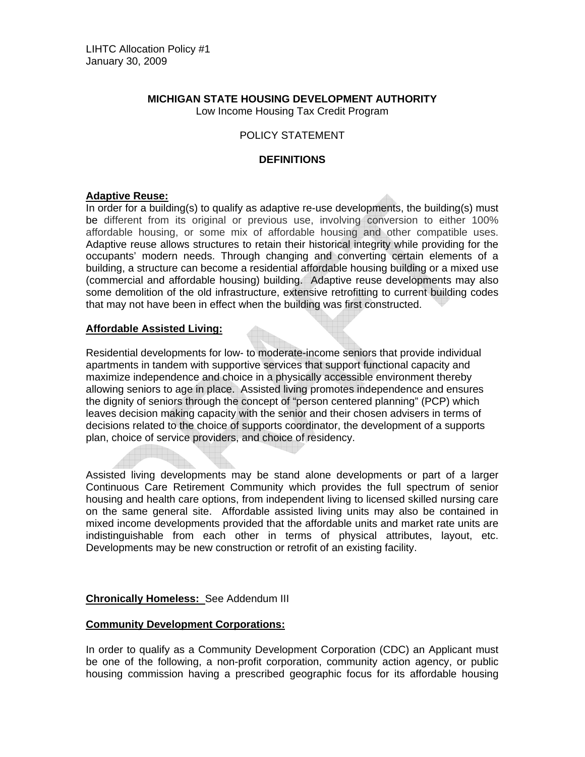LIHTC Allocation Policy #1
January 30, 2009

**MICHIGAN STATE HOUSING DEVELOPMENT AUTHORITY**
Low Income Housing Tax Credit Program

POLICY STATEMENT

**DEFINITIONS**

**Adaptive Reuse:**

In order for a building(s) to qualify as adaptive re-use developments, the building(s) must be different from its original or previous use, involving conversion to either 100% affordable housing, or some mix of affordable housing and other compatible uses. Adaptive reuse allows structures to retain their historical integrity while providing for the occupants' modern needs. Through changing and converting certain elements of a building, a structure can become a residential affordable housing building or a mixed use (commercial and affordable housing) building. Adaptive reuse developments may also some demolition of the old infrastructure, extensive retrofitting to current building codes that may not have been in effect when the building was first constructed.

**Affordable Assisted Living:**

Residential developments for low- to moderate-income seniors that provide individual apartments in tandem with supportive services that support functional capacity and maximize independence and choice in a physically accessible environment thereby allowing seniors to age in place. Assisted living promotes independence and ensures the dignity of seniors through the concept of "person centered planning" (PCP) which leaves decision making capacity with the senior and their chosen advisers in terms of decisions related to the choice of supports coordinator, the development of a supports plan, choice of service providers, and choice of residency.

Assisted living developments may be stand alone developments or part of a larger Continuous Care Retirement Community which provides the full spectrum of senior housing and health care options, from independent living to licensed skilled nursing care on the same general site. Affordable assisted living units may also be contained in mixed income developments provided that the affordable units and market rate units are indistinguishable from each other in terms of physical attributes, layout, etc. Developments may be new construction or retrofit of an existing facility.

**Chronically Homeless:** See Addendum III

**Community Development Corporations:**

In order to qualify as a Community Development Corporation (CDC) an Applicant must be one of the following, a non-profit corporation, community action agency, or public housing commission having a prescribed geographic focus for its affordable housing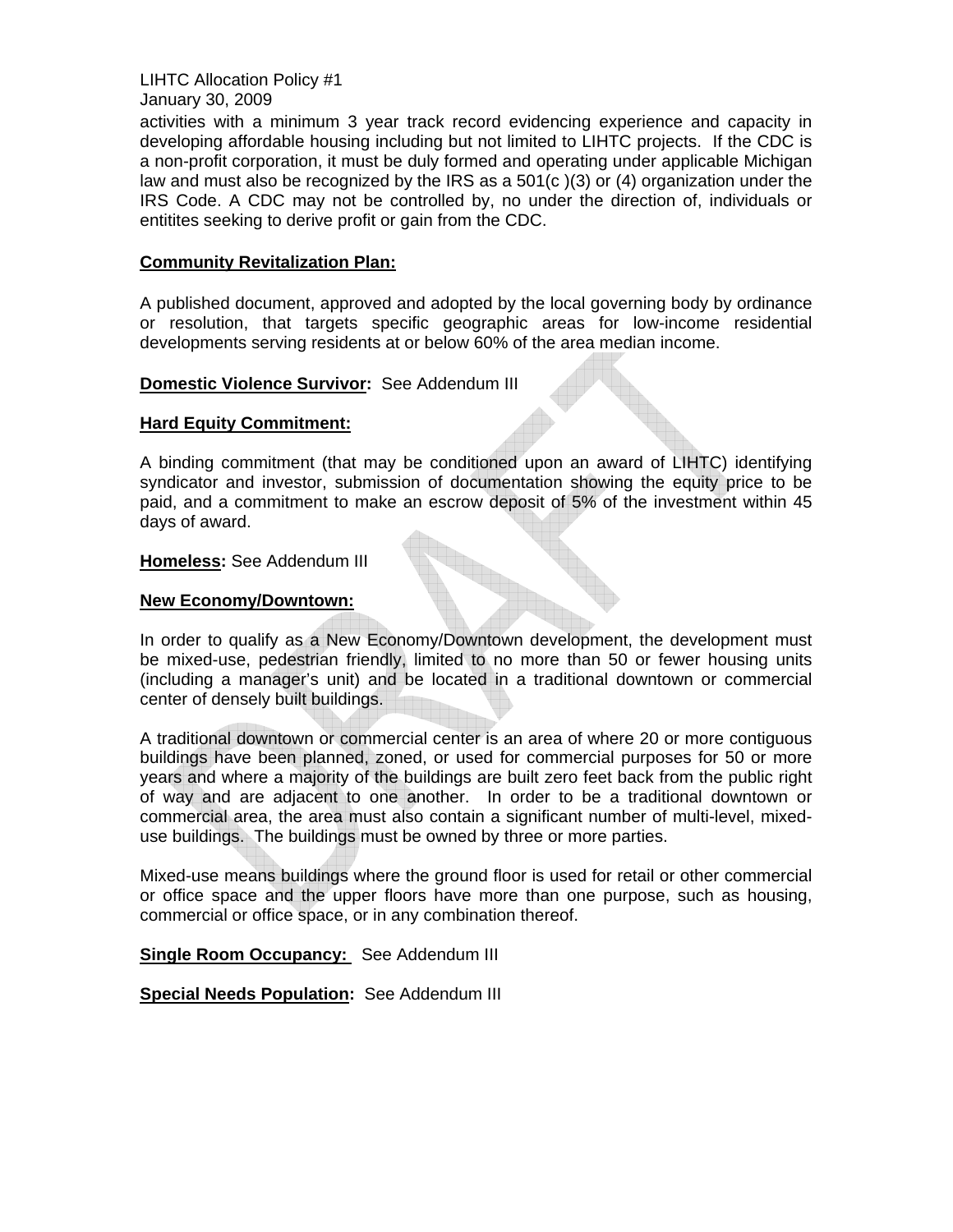activities with a minimum 3 year track record evidencing experience and capacity in developing affordable housing including but not limited to LIHTC projects. If the CDC is a non-profit corporation, it must be duly formed and operating under applicable Michigan law and must also be recognized by the IRS as a 501(c )(3) or (4) organization under the IRS Code. A CDC may not be controlled by, no under the direction of, individuals or entitites seeking to derive profit or gain from the CDC.

**Community Revitalization Plan:**

A published document, approved and adopted by the local governing body by ordinance or resolution, that targets specific geographic areas for low-income residential developments serving residents at or below 60% of the area median income.

**Domestic Violence Survivor:** See Addendum III

**Hard Equity Commitment:**

A binding commitment (that may be conditioned upon an award of LIHTC) identifying syndicator and investor, submission of documentation showing the equity price to be paid, and a commitment to make an escrow deposit of 5% of the investment within 45 days of award.

**Homeless:** See Addendum III

**New Economy/Downtown:**

In order to qualify as a New Economy/Downtown development, the development must be mixed-use, pedestrian friendly, limited to no more than 50 or fewer housing units (including a manager's unit) and be located in a traditional downtown or commercial center of densely built buildings.

A traditional downtown or commercial center is an area of where 20 or more contiguous buildings have been planned, zoned, or used for commercial purposes for 50 or more years and where a majority of the buildings are built zero feet back from the public right of way and are adjacent to one another. In order to be a traditional downtown or commercial area, the area must also contain a significant number of multi-level, mixed-use buildings. The buildings must be owned by three or more parties.

Mixed-use means buildings where the ground floor is used for retail or other commercial or office space and the upper floors have more than one purpose, such as housing, commercial or office space, or in any combination thereof.

**Single Room Occupancy:** See Addendum III

**Special Needs Population:** See Addendum III